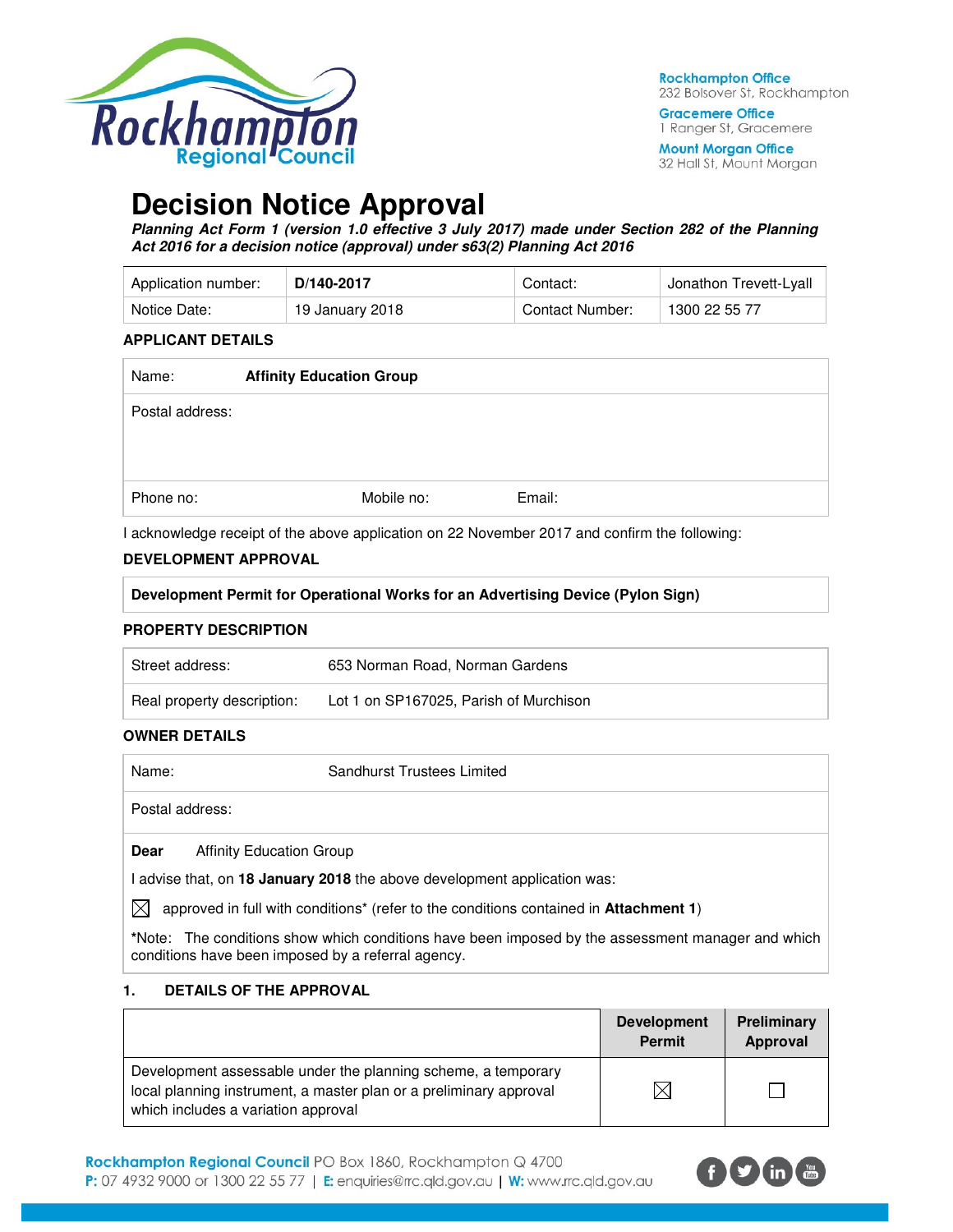Rockhampton Office
232 Bolsover St, Rockhampton

Gracemere Office
1 Ranger St, Gracemere

Mount Morgan Office
32 Hall St, Mount Morgan

# Decision Notice Approval

***Planning Act Form 1 (version 1.0 effective 3 July 2017) made under Section 282 of the Planning Act 2016 for a decision notice (approval) under s63(2) Planning Act 2016***

| Application number: | **D/140-2017** | Contact: | Jonathon Trevett-Lyall |
|---|---|---|---|
| Notice Date: | 19 January 2018 | Contact Number: | 1300 22 55 77 |

**APPLICANT DETAILS**

| Name: | **Affinity Education Group** | |
|---|---|---|
| Postal address: | | |
| Phone no: | Mobile no: | Email: |

I acknowledge receipt of the above application on 22 November 2017 and confirm the following:

**DEVELOPMENT APPROVAL**

| **Development Permit for Operational Works for an Advertising Device (Pylon Sign)** |
|---|

**PROPERTY DESCRIPTION**

| Street address: | 653 Norman Road, Norman Gardens |
|---|---|
| Real property description: | Lot 1 on SP167025, Parish of Murchison |

**OWNER DETAILS**

| Name: | Sandhurst Trustees Limited |
|---|---|
| Postal address: | |

**Dear** Affinity Education Group

I advise that, on **18 January 2018** the above development application was:

☒ approved in full with conditions* (refer to the conditions contained in **Attachment 1**)

***Note:** The conditions show which conditions have been imposed by the assessment manager and which conditions have been imposed by a referral agency.

**1. DETAILS OF THE APPROVAL**

| | Development Permit | Preliminary Approval |
|---|---|---|
| Development assessable under the planning scheme, a temporary local planning instrument, a master plan or a preliminary approval which includes a variation approval | ☒ | ☐ |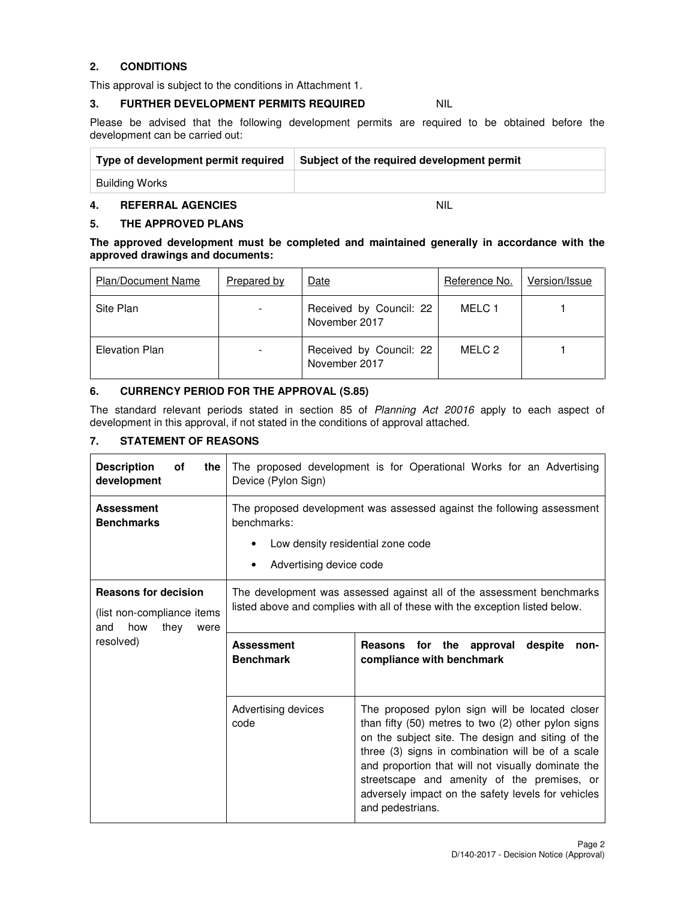## 2. CONDITIONS

This approval is subject to the conditions in Attachment 1.

## 3. FURTHER DEVELOPMENT PERMITS REQUIRED NIL

Please be advised that the following development permits are required to be obtained before the development can be carried out:

| Type of development permit required | Subject of the required development permit |
|---|---|
| Building Works | |

## 4. REFERRAL AGENCIES NIL

## 5. THE APPROVED PLANS

**The approved development must be completed and maintained generally in accordance with the approved drawings and documents:**

| Plan/Document Name | Prepared by | Date | Reference No. | Version/Issue |
|---|---|---|---|---|
| Site Plan | - | Received by Council: 22 November 2017 | MELC 1 | 1 |
| Elevation Plan | - | Received by Council: 22 November 2017 | MELC 2 | 1 |

## 6. CURRENCY PERIOD FOR THE APPROVAL (S.85)

The standard relevant periods stated in section 85 of *Planning Act 20016* apply to each aspect of development in this approval, if not stated in the conditions of approval attached.

## 7. STATEMENT OF REASONS

| | | |
|---|---|---|
| **Description of the development** | The proposed development is for Operational Works for an Advertising Device (Pylon Sign) | |
| **Assessment Benchmarks** | The proposed development was assessed against the following assessment benchmarks:<br>• Low density residential zone code<br>• Advertising device code | |
| **Reasons for decision**<br>(list non-compliance items and how they were resolved) | The development was assessed against all of the assessment benchmarks listed above and complies with all of these with the exception listed below. | |
| | **Assessment Benchmark** | **Reasons for the approval despite non-compliance with benchmark** |
| | Advertising devices code | The proposed pylon sign will be located closer than fifty (50) metres to two (2) other pylon signs on the subject site. The design and siting of the three (3) signs in combination will be of a scale and proportion that will not visually dominate the streetscape and amenity of the premises, or adversely impact on the safety levels for vehicles and pedestrians. |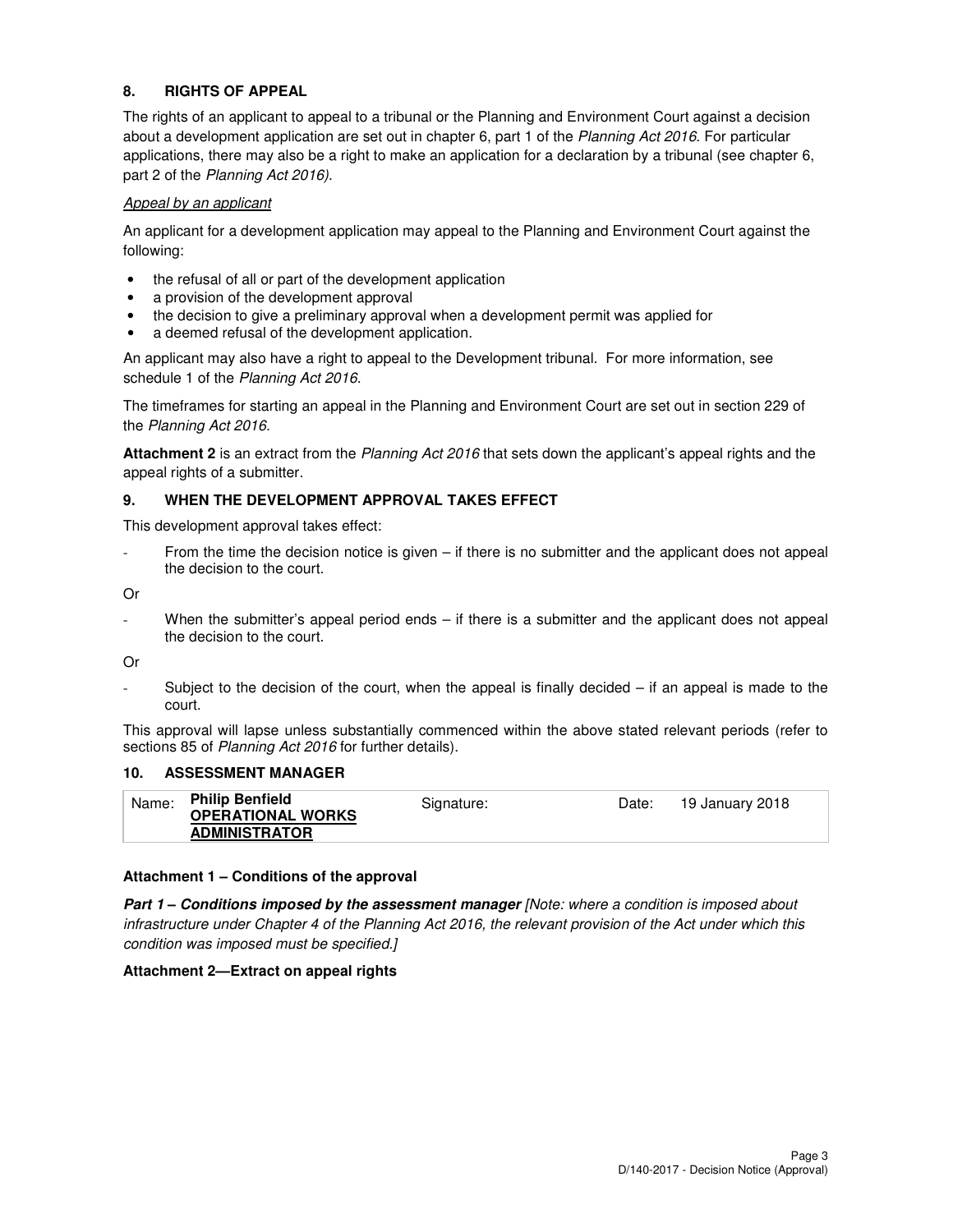## 8. RIGHTS OF APPEAL

The rights of an applicant to appeal to a tribunal or the Planning and Environment Court against a decision about a development application are set out in chapter 6, part 1 of the *Planning Act 2016*. For particular applications, there may also be a right to make an application for a declaration by a tribunal (see chapter 6, part 2 of the *Planning Act 2016).*

*Appeal by an applicant*

An applicant for a development application may appeal to the Planning and Environment Court against the following:

- the refusal of all or part of the development application
- a provision of the development approval
- the decision to give a preliminary approval when a development permit was applied for
- a deemed refusal of the development application.

An applicant may also have a right to appeal to the Development tribunal. For more information, see schedule 1 of the *Planning Act 2016*.

The timeframes for starting an appeal in the Planning and Environment Court are set out in section 229 of the *Planning Act 2016*.

**Attachment 2** is an extract from the *Planning Act 2016* that sets down the applicant's appeal rights and the appeal rights of a submitter.

## 9. WHEN THE DEVELOPMENT APPROVAL TAKES EFFECT

This development approval takes effect:

- From the time the decision notice is given – if there is no submitter and the applicant does not appeal the decision to the court.

Or

- When the submitter's appeal period ends – if there is a submitter and the applicant does not appeal the decision to the court.

Or

- Subject to the decision of the court, when the appeal is finally decided – if an appeal is made to the court.

This approval will lapse unless substantially commenced within the above stated relevant periods (refer to sections 85 of *Planning Act 2016* for further details).

## 10. ASSESSMENT MANAGER

| Name: | **Philip Benfield**<br>**OPERATIONAL WORKS ADMINISTRATOR** | Signature: | | Date: | 19 January 2018 |
|---|---|---|---|---|---|

**Attachment 1 – Conditions of the approval**

***Part 1 – Conditions imposed by the assessment manager*** *[Note: where a condition is imposed about infrastructure under Chapter 4 of the Planning Act 2016, the relevant provision of the Act under which this condition was imposed must be specified.]*

**Attachment 2—Extract on appeal rights**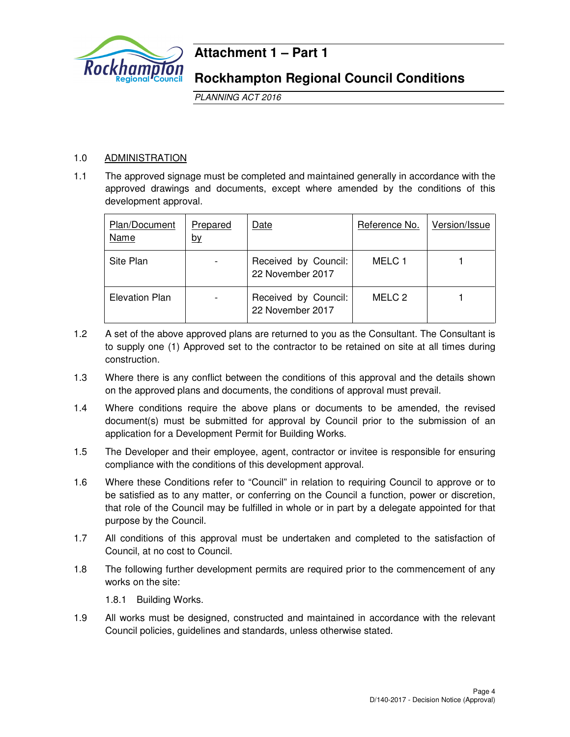# Attachment 1 – Part 1

## Rockhampton Regional Council Conditions

*PLANNING ACT 2016*

1.0 ADMINISTRATION

1.1 The approved signage must be completed and maintained generally in accordance with the approved drawings and documents, except where amended by the conditions of this development approval.

| Plan/Document Name | Prepared by | Date | Reference No. | Version/Issue |
|---|---|---|---|---|
| Site Plan | - | Received by Council: 22 November 2017 | MELC 1 | 1 |
| Elevation Plan | - | Received by Council: 22 November 2017 | MELC 2 | 1 |

1.2 A set of the above approved plans are returned to you as the Consultant. The Consultant is to supply one (1) Approved set to the contractor to be retained on site at all times during construction.

1.3 Where there is any conflict between the conditions of this approval and the details shown on the approved plans and documents, the conditions of approval must prevail.

1.4 Where conditions require the above plans or documents to be amended, the revised document(s) must be submitted for approval by Council prior to the submission of an application for a Development Permit for Building Works.

1.5 The Developer and their employee, agent, contractor or invitee is responsible for ensuring compliance with the conditions of this development approval.

1.6 Where these Conditions refer to "Council" in relation to requiring Council to approve or to be satisfied as to any matter, or conferring on the Council a function, power or discretion, that role of the Council may be fulfilled in whole or in part by a delegate appointed for that purpose by the Council.

1.7 All conditions of this approval must be undertaken and completed to the satisfaction of Council, at no cost to Council.

1.8 The following further development permits are required prior to the commencement of any works on the site:

1.8.1 Building Works.

1.9 All works must be designed, constructed and maintained in accordance with the relevant Council policies, guidelines and standards, unless otherwise stated.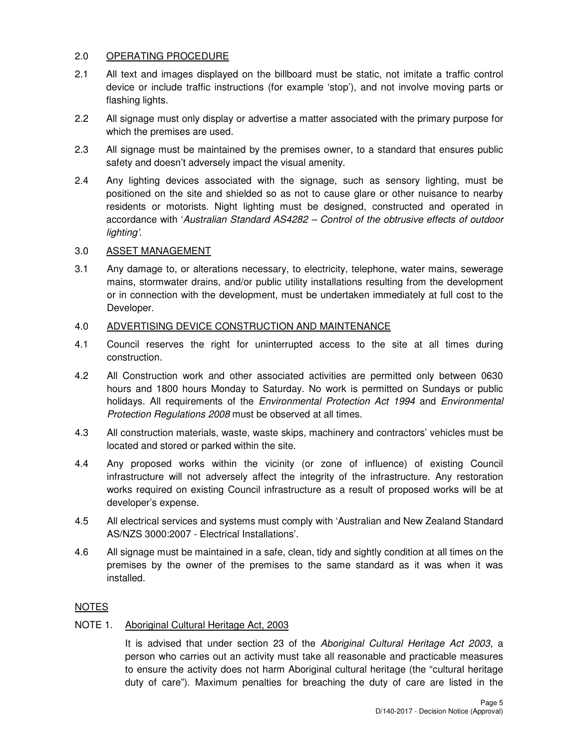## 2.0 OPERATING PROCEDURE

2.1 All text and images displayed on the billboard must be static, not imitate a traffic control device or include traffic instructions (for example 'stop'), and not involve moving parts or flashing lights.

2.2 All signage must only display or advertise a matter associated with the primary purpose for which the premises are used.

2.3 All signage must be maintained by the premises owner, to a standard that ensures public safety and doesn't adversely impact the visual amenity.

2.4 Any lighting devices associated with the signage, such as sensory lighting, must be positioned on the site and shielded so as not to cause glare or other nuisance to nearby residents or motorists. Night lighting must be designed, constructed and operated in accordance with '*Australian Standard AS4282 – Control of the obtrusive effects of outdoor lighting'.*

## 3.0 ASSET MANAGEMENT

3.1 Any damage to, or alterations necessary, to electricity, telephone, water mains, sewerage mains, stormwater drains, and/or public utility installations resulting from the development or in connection with the development, must be undertaken immediately at full cost to the Developer.

## 4.0 ADVERTISING DEVICE CONSTRUCTION AND MAINTENANCE

4.1 Council reserves the right for uninterrupted access to the site at all times during construction.

4.2 All Construction work and other associated activities are permitted only between 0630 hours and 1800 hours Monday to Saturday. No work is permitted on Sundays or public holidays. All requirements of the *Environmental Protection Act 1994* and *Environmental Protection Regulations 2008* must be observed at all times.

4.3 All construction materials, waste, waste skips, machinery and contractors' vehicles must be located and stored or parked within the site.

4.4 Any proposed works within the vicinity (or zone of influence) of existing Council infrastructure will not adversely affect the integrity of the infrastructure. Any restoration works required on existing Council infrastructure as a result of proposed works will be at developer's expense.

4.5 All electrical services and systems must comply with 'Australian and New Zealand Standard AS/NZS 3000:2007 - Electrical Installations'.

4.6 All signage must be maintained in a safe, clean, tidy and sightly condition at all times on the premises by the owner of the premises to the same standard as it was when it was installed.

## NOTES

NOTE 1. Aboriginal Cultural Heritage Act, 2003

It is advised that under section 23 of the *Aboriginal Cultural Heritage Act 2003*, a person who carries out an activity must take all reasonable and practicable measures to ensure the activity does not harm Aboriginal cultural heritage (the "cultural heritage duty of care"). Maximum penalties for breaching the duty of care are listed in the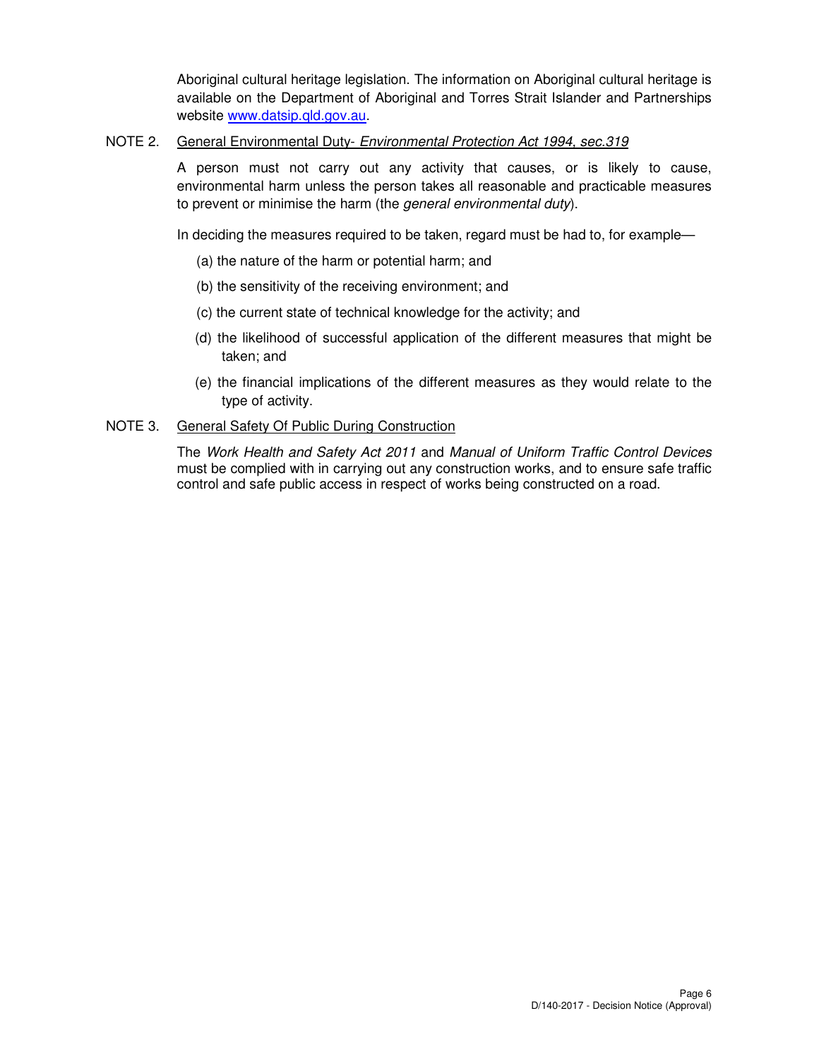Aboriginal cultural heritage legislation. The information on Aboriginal cultural heritage is available on the Department of Aboriginal and Torres Strait Islander and Partnerships website www.datsip.qld.gov.au.

NOTE 2. General Environmental Duty- *Environmental Protection Act 1994, sec.319*

A person must not carry out any activity that causes, or is likely to cause, environmental harm unless the person takes all reasonable and practicable measures to prevent or minimise the harm (the *general environmental duty*).

In deciding the measures required to be taken, regard must be had to, for example—

(a) the nature of the harm or potential harm; and

(b) the sensitivity of the receiving environment; and

(c) the current state of technical knowledge for the activity; and

(d) the likelihood of successful application of the different measures that might be taken; and

(e) the financial implications of the different measures as they would relate to the type of activity.

NOTE 3. General Safety Of Public During Construction

The *Work Health and Safety Act 2011* and *Manual of Uniform Traffic Control Devices* must be complied with in carrying out any construction works, and to ensure safe traffic control and safe public access in respect of works being constructed on a road.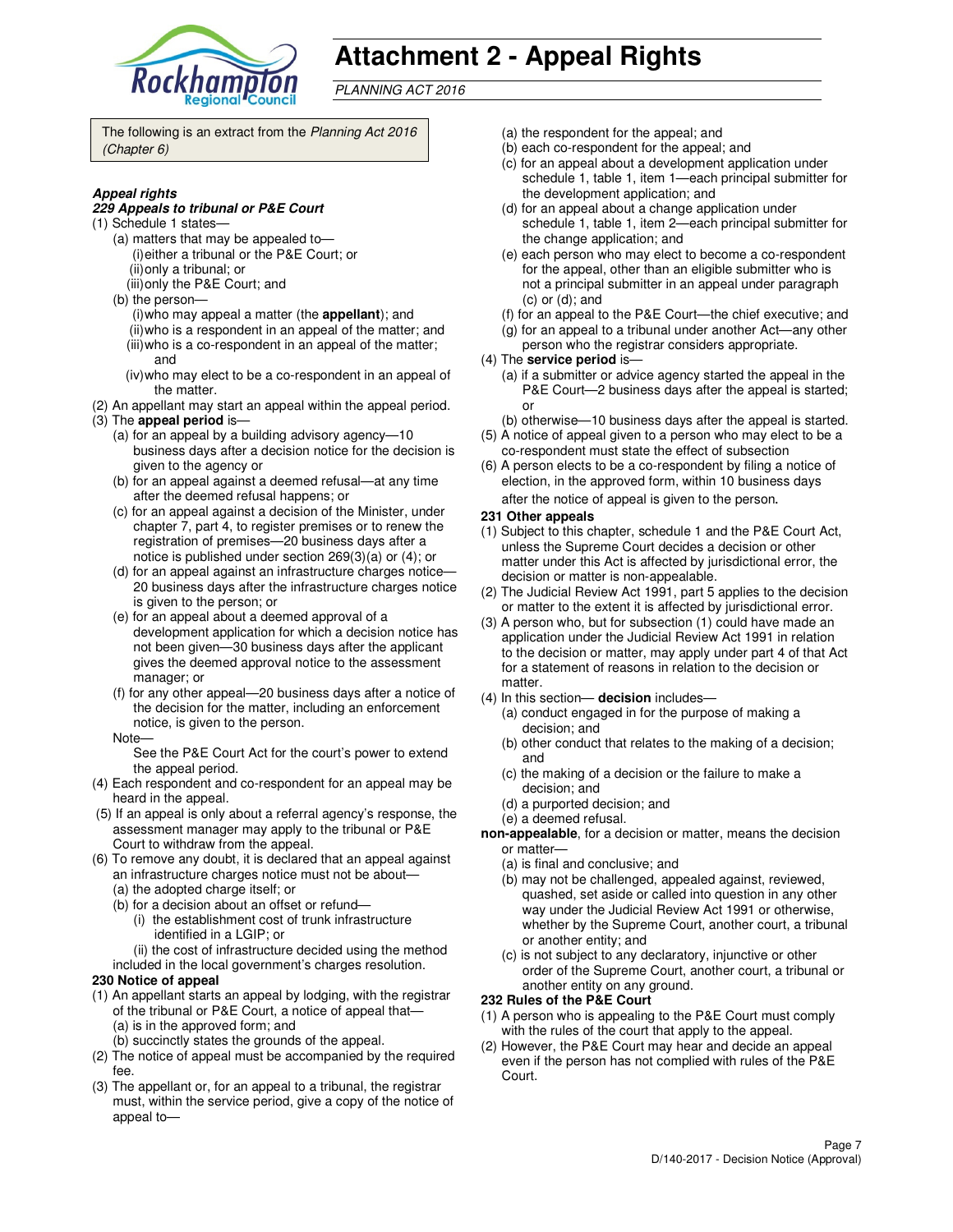# Attachment 2 - Appeal Rights

*PLANNING ACT 2016*

The following is an extract from the *Planning Act 2016 (Chapter 6)*

***Appeal rights***

***229 Appeals to tribunal or P&E Court***

(1) Schedule 1 states—

(a) matters that may be appealed to—

(i) either a tribunal or the P&E Court; or

(ii) only a tribunal; or

(iii) only the P&E Court; and

(b) the person—

(i) who may appeal a matter (the **appellant**); and

(ii) who is a respondent in an appeal of the matter; and

(iii) who is a co-respondent in an appeal of the matter; and

(iv) who may elect to be a co-respondent in an appeal of the matter.

(2) An appellant may start an appeal within the appeal period.

(3) The **appeal period** is—

(a) for an appeal by a building advisory agency—10 business days after a decision notice for the decision is given to the agency or

(b) for an appeal against a deemed refusal—at any time after the deemed refusal happens; or

(c) for an appeal against a decision of the Minister, under chapter 7, part 4, to register premises or to renew the registration of premises—20 business days after a notice is published under section 269(3)(a) or (4); or

(d) for an appeal against an infrastructure charges notice—20 business days after the infrastructure charges notice is given to the person; or

(e) for an appeal about a deemed approval of a development application for which a decision notice has not been given—30 business days after the applicant gives the deemed approval notice to the assessment manager; or

(f) for any other appeal—20 business days after a notice of the decision for the matter, including an enforcement notice, is given to the person.

Note—

See the P&E Court Act for the court's power to extend the appeal period.

(4) Each respondent and co-respondent for an appeal may be heard in the appeal.

(5) If an appeal is only about a referral agency's response, the assessment manager may apply to the tribunal or P&E Court to withdraw from the appeal.

(6) To remove any doubt, it is declared that an appeal against an infrastructure charges notice must not be about—

(a) the adopted charge itself; or

(b) for a decision about an offset or refund—

(i) the establishment cost of trunk infrastructure identified in a LGIP; or

(ii) the cost of infrastructure decided using the method included in the local government's charges resolution.

**230 Notice of appeal**

(1) An appellant starts an appeal by lodging, with the registrar of the tribunal or P&E Court, a notice of appeal that—

(a) is in the approved form; and

(b) succinctly states the grounds of the appeal.

(2) The notice of appeal must be accompanied by the required fee.

(3) The appellant or, for an appeal to a tribunal, the registrar must, within the service period, give a copy of the notice of appeal to—

(a) the respondent for the appeal; and

(b) each co-respondent for the appeal; and

(c) for an appeal about a development application under schedule 1, table 1, item 1—each principal submitter for the development application; and

(d) for an appeal about a change application under schedule 1, table 1, item 2—each principal submitter for the change application; and

(e) each person who may elect to become a co-respondent for the appeal, other than an eligible submitter who is not a principal submitter in an appeal under paragraph (c) or (d); and

(f) for an appeal to the P&E Court—the chief executive; and

(g) for an appeal to a tribunal under another Act—any other person who the registrar considers appropriate.

(4) The **service period** is—

(a) if a submitter or advice agency started the appeal in the P&E Court—2 business days after the appeal is started; or

(b) otherwise—10 business days after the appeal is started.

(5) A notice of appeal given to a person who may elect to be a co-respondent must state the effect of subsection

(6) A person elects to be a co-respondent by filing a notice of election, in the approved form, within 10 business days after the notice of appeal is given to the person.

**231 Other appeals**

(1) Subject to this chapter, schedule 1 and the P&E Court Act, unless the Supreme Court decides a decision or other matter under this Act is affected by jurisdictional error, the decision or matter is non-appealable.

(2) The Judicial Review Act 1991, part 5 applies to the decision or matter to the extent it is affected by jurisdictional error.

(3) A person who, but for subsection (1) could have made an application under the Judicial Review Act 1991 in relation to the decision or matter, may apply under part 4 of that Act for a statement of reasons in relation to the decision or matter.

(4) In this section— **decision** includes—

(a) conduct engaged in for the purpose of making a decision; and

(b) other conduct that relates to the making of a decision; and

(c) the making of a decision or the failure to make a decision; and

(d) a purported decision; and

(e) a deemed refusal.

**non-appealable**, for a decision or matter, means the decision or matter—

(a) is final and conclusive; and

(b) may not be challenged, appealed against, reviewed, quashed, set aside or called into question in any other way under the Judicial Review Act 1991 or otherwise, whether by the Supreme Court, another court, a tribunal or another entity; and

(c) is not subject to any declaratory, injunctive or other order of the Supreme Court, another court, a tribunal or another entity on any ground.

**232 Rules of the P&E Court**

(1) A person who is appealing to the P&E Court must comply with the rules of the court that apply to the appeal.

(2) However, the P&E Court may hear and decide an appeal even if the person has not complied with rules of the P&E Court.

D/140-2017 - Decision Notice (Approval)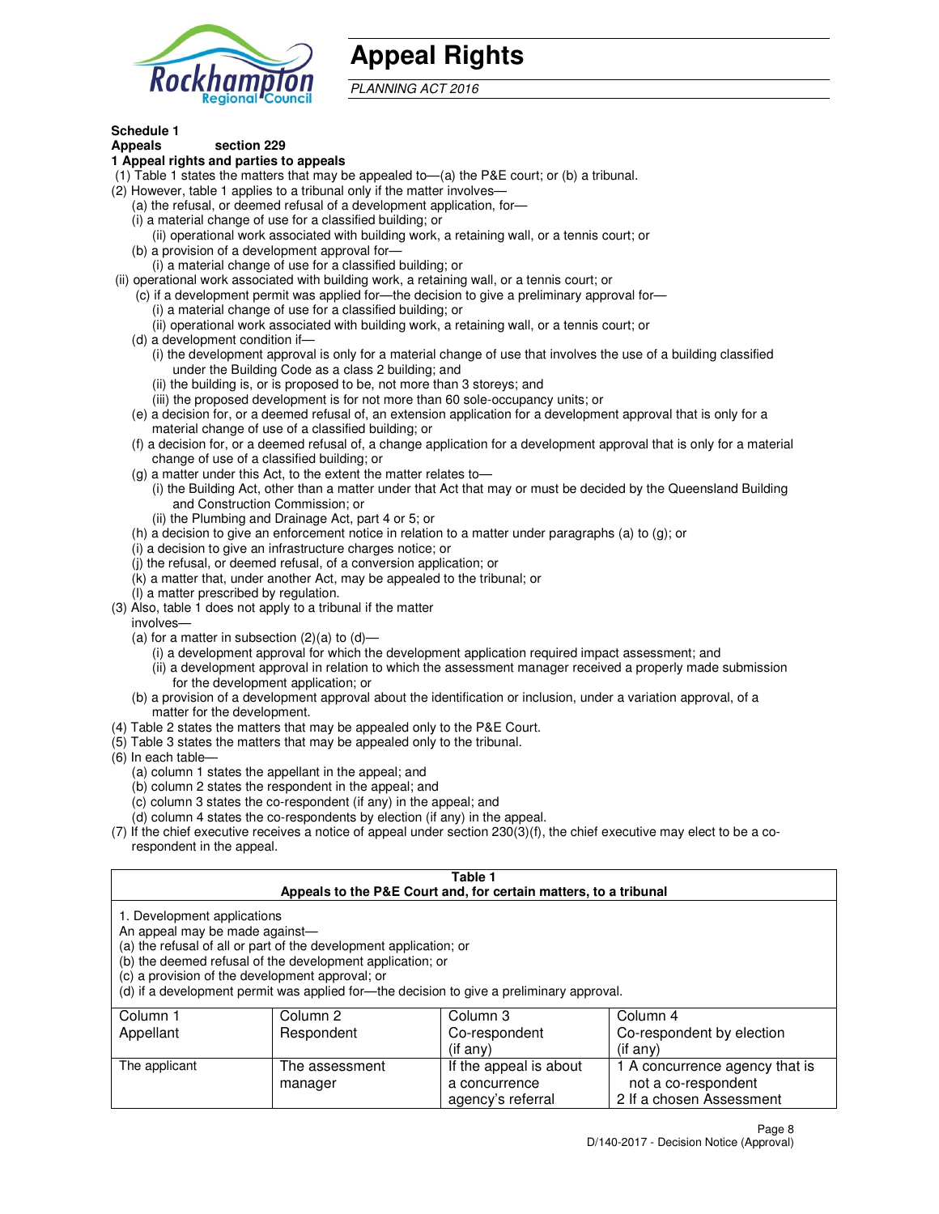# Appeal Rights

*PLANNING ACT 2016*

**Schedule 1**
**Appeals section 229**

**1 Appeal rights and parties to appeals**

(1) Table 1 states the matters that may be appealed to—(a) the P&E court; or (b) a tribunal.

(2) However, table 1 applies to a tribunal only if the matter involves—

(a) the refusal, or deemed refusal of a development application, for—

(i) a material change of use for a classified building; or

(ii) operational work associated with building work, a retaining wall, or a tennis court; or

(b) a provision of a development approval for—

(i) a material change of use for a classified building; or

(ii) operational work associated with building work, a retaining wall, or a tennis court; or

(c) if a development permit was applied for—the decision to give a preliminary approval for—

(i) a material change of use for a classified building; or

(ii) operational work associated with building work, a retaining wall, or a tennis court; or

(d) a development condition if—

(i) the development approval is only for a material change of use that involves the use of a building classified under the Building Code as a class 2 building; and

(ii) the building is, or is proposed to be, not more than 3 storeys; and

(iii) the proposed development is for not more than 60 sole-occupancy units; or

(e) a decision for, or a deemed refusal of, an extension application for a development approval that is only for a material change of use of a classified building; or

(f) a decision for, or a deemed refusal of, a change application for a development approval that is only for a material change of use of a classified building; or

(g) a matter under this Act, to the extent the matter relates to—

(i) the Building Act, other than a matter under that Act that may or must be decided by the Queensland Building and Construction Commission; or

(ii) the Plumbing and Drainage Act, part 4 or 5; or

(h) a decision to give an enforcement notice in relation to a matter under paragraphs (a) to (g); or

(i) a decision to give an infrastructure charges notice; or

(j) the refusal, or deemed refusal, of a conversion application; or

(k) a matter that, under another Act, may be appealed to the tribunal; or

(l) a matter prescribed by regulation.

(3) Also, table 1 does not apply to a tribunal if the matter involves—

(a) for a matter in subsection (2)(a) to (d)—

(i) a development approval for which the development application required impact assessment; and

(ii) a development approval in relation to which the assessment manager received a properly made submission for the development application; or

(b) a provision of a development approval about the identification or inclusion, under a variation approval, of a matter for the development.

(4) Table 2 states the matters that may be appealed only to the P&E Court.

(5) Table 3 states the matters that may be appealed only to the tribunal.

(6) In each table—

(a) column 1 states the appellant in the appeal; and

(b) column 2 states the respondent in the appeal; and

(c) column 3 states the co-respondent (if any) in the appeal; and

(d) column 4 states the co-respondents by election (if any) in the appeal.

(7) If the chief executive receives a notice of appeal under section 230(3)(f), the chief executive may elect to be a co-respondent in the appeal.

**Table 1**
**Appeals to the P&E Court and, for certain matters, to a tribunal**

1. Development applications

An appeal may be made against—

(a) the refusal of all or part of the development application; or

(b) the deemed refusal of the development application; or

(c) a provision of the development approval; or

(d) if a development permit was applied for—the decision to give a preliminary approval.

| Column 1 Appellant | Column 2 Respondent | Column 3 Co-respondent (if any) | Column 4 Co-respondent by election (if any) |
|---|---|---|---|
| The applicant | The assessment manager | If the appeal is about a concurrence agency's referral | 1 A concurrence agency that is not a co-respondent<br>2 If a chosen Assessment |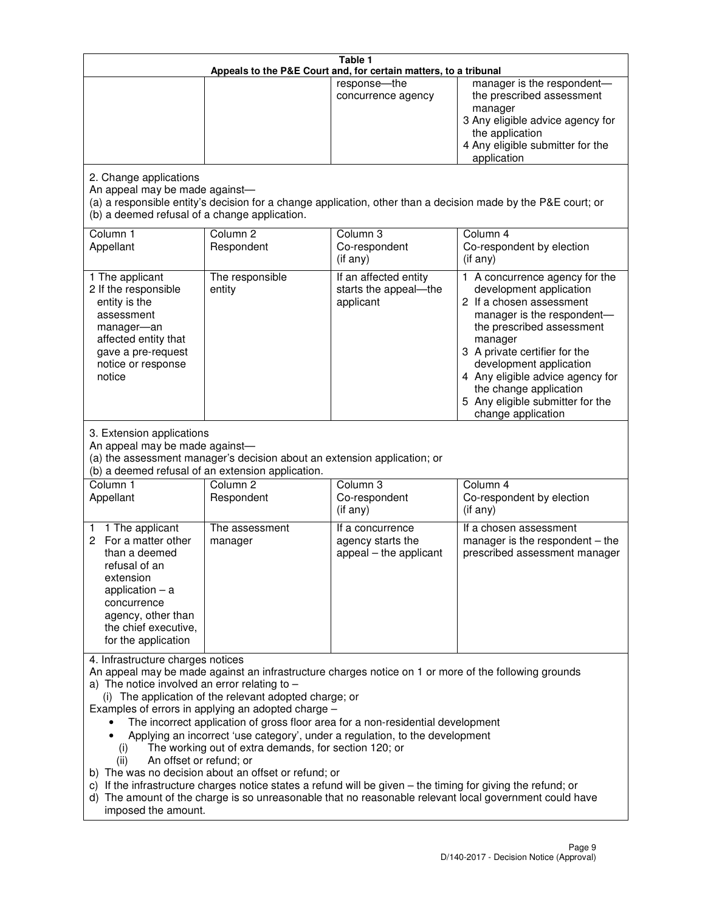**Table 1**
**Appeals to the P&E Court and, for certain matters, to a tribunal**

| | | | |
|---|---|---|---|
| | | response—the concurrence agency | manager is the respondent—the prescribed assessment manager<br>3 Any eligible advice agency for the application<br>4 Any eligible submitter for the application |

2. Change applications

An appeal may be made against—

(a) a responsible entity's decision for a change application, other than a decision made by the P&E court; or

(b) a deemed refusal of a change application.

| Column 1<br>Appellant | Column 2<br>Respondent | Column 3<br>Co-respondent<br>(if any) | Column 4<br>Co-respondent by election<br>(if any) |
|---|---|---|---|
| 1 The applicant<br>2 If the responsible entity is the assessment manager—an affected entity that gave a pre-request notice or response notice | The responsible entity | If an affected entity starts the appeal—the applicant | 1 A concurrence agency for the development application<br>2 If a chosen assessment manager is the respondent—the prescribed assessment manager<br>3 A private certifier for the development application<br>4 Any eligible advice agency for the change application<br>5 Any eligible submitter for the change application |

3. Extension applications

An appeal may be made against—

(a) the assessment manager's decision about an extension application; or

(b) a deemed refusal of an extension application.

| Column 1<br>Appellant | Column 2<br>Respondent | Column 3<br>Co-respondent<br>(if any) | Column 4<br>Co-respondent by election<br>(if any) |
|---|---|---|---|
| 1 1 The applicant<br>2 For a matter other than a deemed refusal of an extension application – a concurrence agency, other than the chief executive, for the application | The assessment manager | If a concurrence agency starts the appeal – the applicant | If a chosen assessment manager is the respondent – the prescribed assessment manager |

4. Infrastructure charges notices

An appeal may be made against an infrastructure charges notice on 1 or more of the following grounds

a) The notice involved an error relating to –
   (i) The application of the relevant adopted charge; or

Examples of errors in applying an adopted charge –

- The incorrect application of gross floor area for a non-residential development
- Applying an incorrect 'use category', under a regulation, to the development
  (i) The working out of extra demands, for section 120; or
  (ii) An offset or refund; or

b) The was no decision about an offset or refund; or

c) If the infrastructure charges notice states a refund will be given – the timing for giving the refund; or

d) The amount of the charge is so unreasonable that no reasonable relevant local government could have imposed the amount.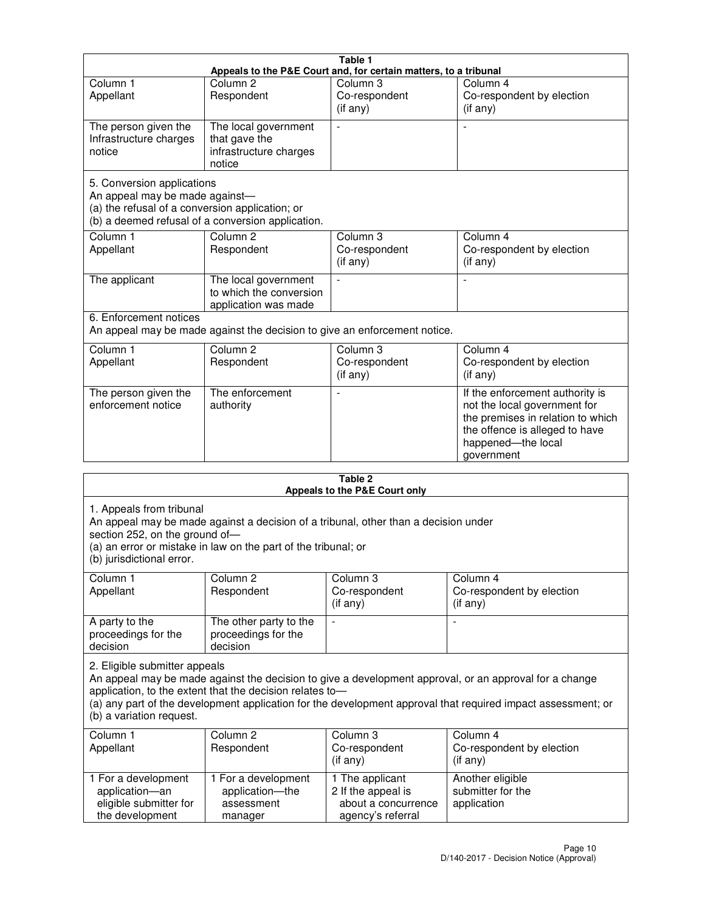**Table 1**
**Appeals to the P&E Court and, for certain matters, to a tribunal**

| Column 1 Appellant | Column 2 Respondent | Column 3 Co-respondent (if any) | Column 4 Co-respondent by election (if any) |
|---|---|---|---|
| The person given the Infrastructure charges notice | The local government that gave the infrastructure charges notice | - | - |

5. Conversion applications
An appeal may be made against—
(a) the refusal of a conversion application; or
(b) a deemed refusal of a conversion application.

| Column 1 Appellant | Column 2 Respondent | Column 3 Co-respondent (if any) | Column 4 Co-respondent by election (if any) |
|---|---|---|---|
| The applicant | The local government to which the conversion application was made | - | - |

6. Enforcement notices
An appeal may be made against the decision to give an enforcement notice.

| Column 1 Appellant | Column 2 Respondent | Column 3 Co-respondent (if any) | Column 4 Co-respondent by election (if any) |
|---|---|---|---|
| The person given the enforcement notice | The enforcement authority | - | If the enforcement authority is not the local government for the premises in relation to which the offence is alleged to have happened—the local government |

**Table 2**
**Appeals to the P&E Court only**

1. Appeals from tribunal
An appeal may be made against a decision of a tribunal, other than a decision under section 252, on the ground of—
(a) an error or mistake in law on the part of the tribunal; or
(b) jurisdictional error.

| Column 1 Appellant | Column 2 Respondent | Column 3 Co-respondent (if any) | Column 4 Co-respondent by election (if any) |
|---|---|---|---|
| A party to the proceedings for the decision | The other party to the proceedings for the decision | - | - |

2. Eligible submitter appeals
An appeal may be made against the decision to give a development approval, or an approval for a change application, to the extent that the decision relates to—
(a) any part of the development application for the development approval that required impact assessment; or
(b) a variation request.

| Column 1 Appellant | Column 2 Respondent | Column 3 Co-respondent (if any) | Column 4 Co-respondent by election (if any) |
|---|---|---|---|
| 1 For a development application—an eligible submitter for the development | 1 For a development application—the assessment manager | 1 The applicant 2 If the appeal is about a concurrence agency's referral | Another eligible submitter for the application |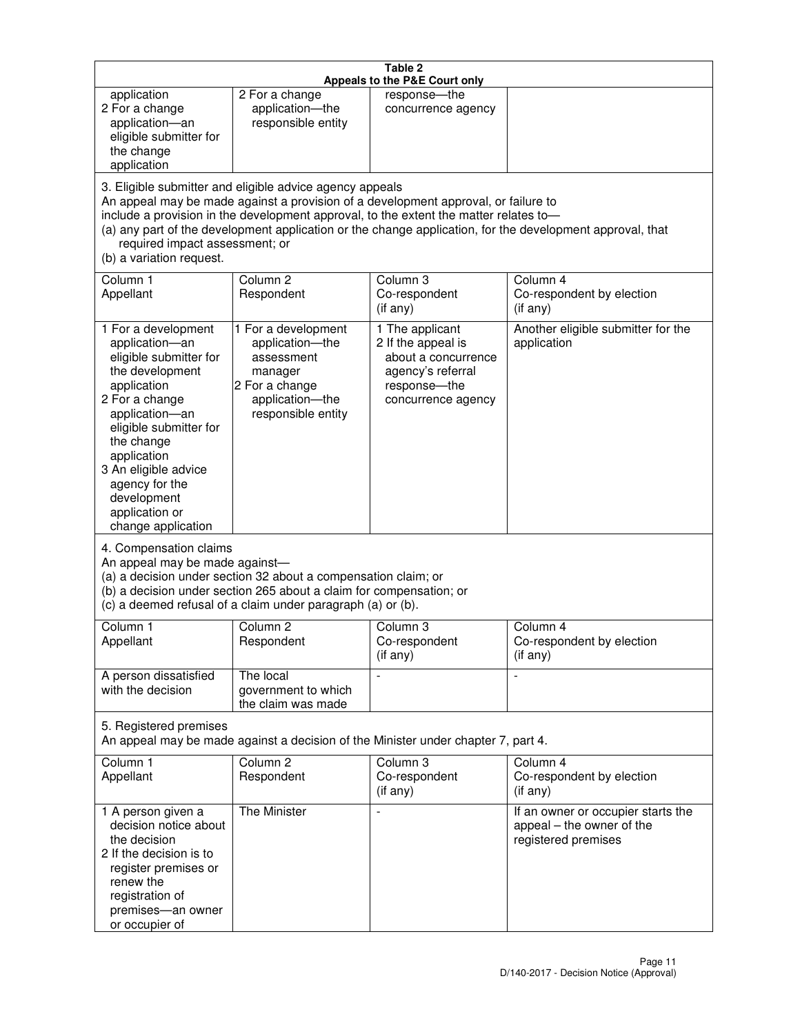**Table 2**
**Appeals to the P&E Court only**

| | | | |
|---|---|---|---|
| application<br>2 For a change application—an eligible submitter for the change application | 2 For a change application—the responsible entity | response—the concurrence agency | |

3. Eligible submitter and eligible advice agency appeals
An appeal may be made against a provision of a development approval, or failure to include a provision in the development approval, to the extent the matter relates to—
(a) any part of the development application or the change application, for the development approval, that required impact assessment; or
(b) a variation request.

| Column 1<br>Appellant | Column 2<br>Respondent | Column 3<br>Co-respondent<br>(if any) | Column 4<br>Co-respondent by election<br>(if any) |
|---|---|---|---|
| 1 For a development application—an eligible submitter for the development application<br>2 For a change application—an eligible submitter for the change application<br>3 An eligible advice agency for the development application or change application | 1 For a development application—the assessment manager<br>2 For a change application—the responsible entity | 1 The applicant<br>2 If the appeal is about a concurrence agency's referral response—the concurrence agency | Another eligible submitter for the application |

4. Compensation claims
An appeal may be made against—
(a) a decision under section 32 about a compensation claim; or
(b) a decision under section 265 about a claim for compensation; or
(c) a deemed refusal of a claim under paragraph (a) or (b).

| Column 1<br>Appellant | Column 2<br>Respondent | Column 3<br>Co-respondent<br>(if any) | Column 4<br>Co-respondent by election<br>(if any) |
|---|---|---|---|
| A person dissatisfied with the decision | The local government to which the claim was made | - | - |

5. Registered premises
An appeal may be made against a decision of the Minister under chapter 7, part 4.

| Column 1<br>Appellant | Column 2<br>Respondent | Column 3<br>Co-respondent<br>(if any) | Column 4<br>Co-respondent by election<br>(if any) |
|---|---|---|---|
| 1 A person given a decision notice about the decision<br>2 If the decision is to register premises or renew the registration of premises—an owner or occupier of | The Minister | - | If an owner or occupier starts the appeal – the owner of the registered premises |

D/140-2017 - Decision Notice (Approval)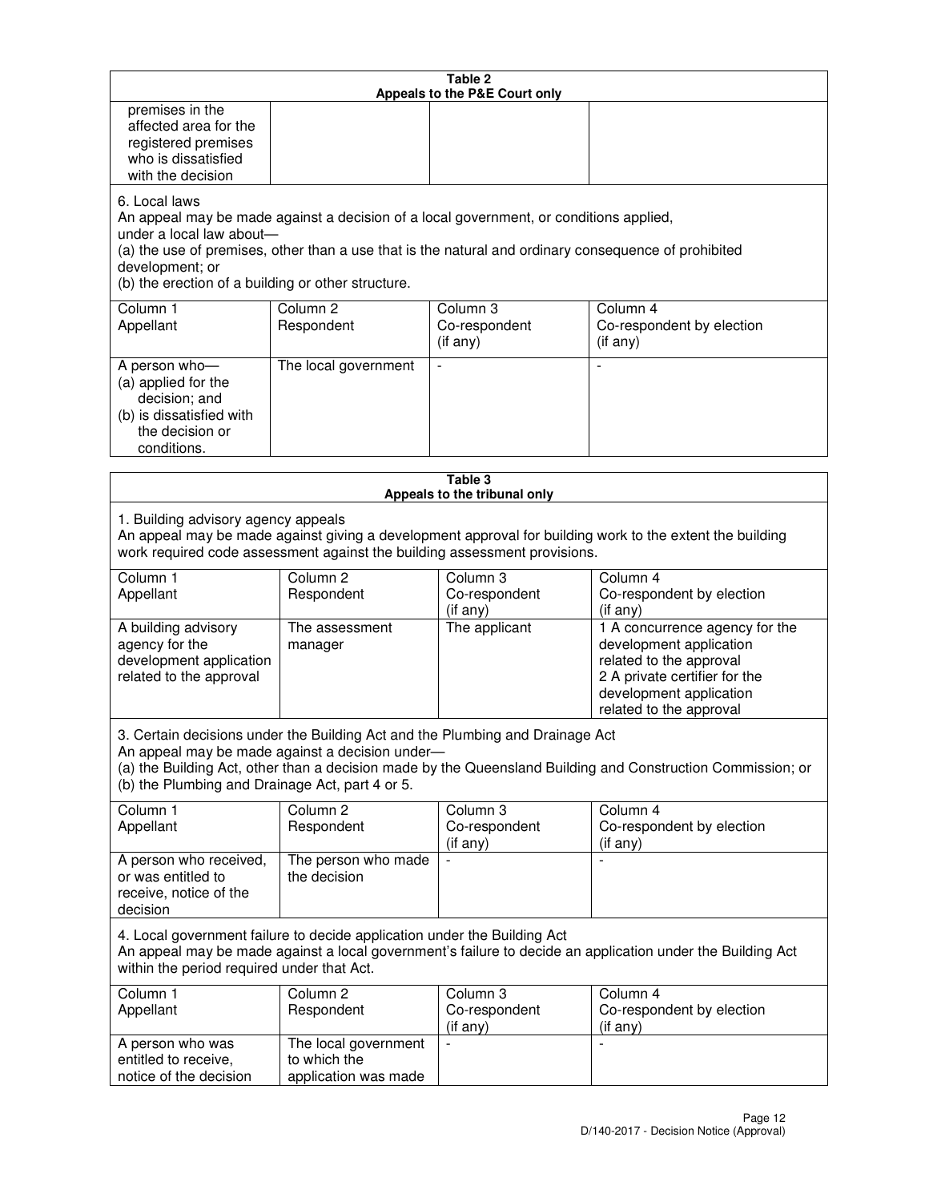**Table 2**
**Appeals to the P&E Court only**

| | | | |
|---|---|---|---|
| premises in the affected area for the registered premises who is dissatisfied with the decision | | | |

6. Local laws
An appeal may be made against a decision of a local government, or conditions applied, under a local law about—
(a) the use of premises, other than a use that is the natural and ordinary consequence of prohibited development; or
(b) the erection of a building or other structure.

| Column 1 Appellant | Column 2 Respondent | Column 3 Co-respondent (if any) | Column 4 Co-respondent by election (if any) |
|---|---|---|---|
| A person who— (a) applied for the decision; and (b) is dissatisfied with the decision or conditions. | The local government | - | - |

**Table 3**
**Appeals to the tribunal only**

1. Building advisory agency appeals
An appeal may be made against giving a development approval for building work to the extent the building work required code assessment against the building assessment provisions.

| Column 1 Appellant | Column 2 Respondent | Column 3 Co-respondent (if any) | Column 4 Co-respondent by election (if any) |
|---|---|---|---|
| A building advisory agency for the development application related to the approval | The assessment manager | The applicant | 1 A concurrence agency for the development application related to the approval 2 A private certifier for the development application related to the approval |

3. Certain decisions under the Building Act and the Plumbing and Drainage Act
An appeal may be made against a decision under—
(a) the Building Act, other than a decision made by the Queensland Building and Construction Commission; or
(b) the Plumbing and Drainage Act, part 4 or 5.

| Column 1 Appellant | Column 2 Respondent | Column 3 Co-respondent (if any) | Column 4 Co-respondent by election (if any) |
|---|---|---|---|
| A person who received, or was entitled to receive, notice of the decision | The person who made the decision | - | - |

4. Local government failure to decide application under the Building Act
An appeal may be made against a local government's failure to decide an application under the Building Act within the period required under that Act.

| Column 1 Appellant | Column 2 Respondent | Column 3 Co-respondent (if any) | Column 4 Co-respondent by election (if any) |
|---|---|---|---|
| A person who was entitled to receive, notice of the decision | The local government to which the application was made | - | - |